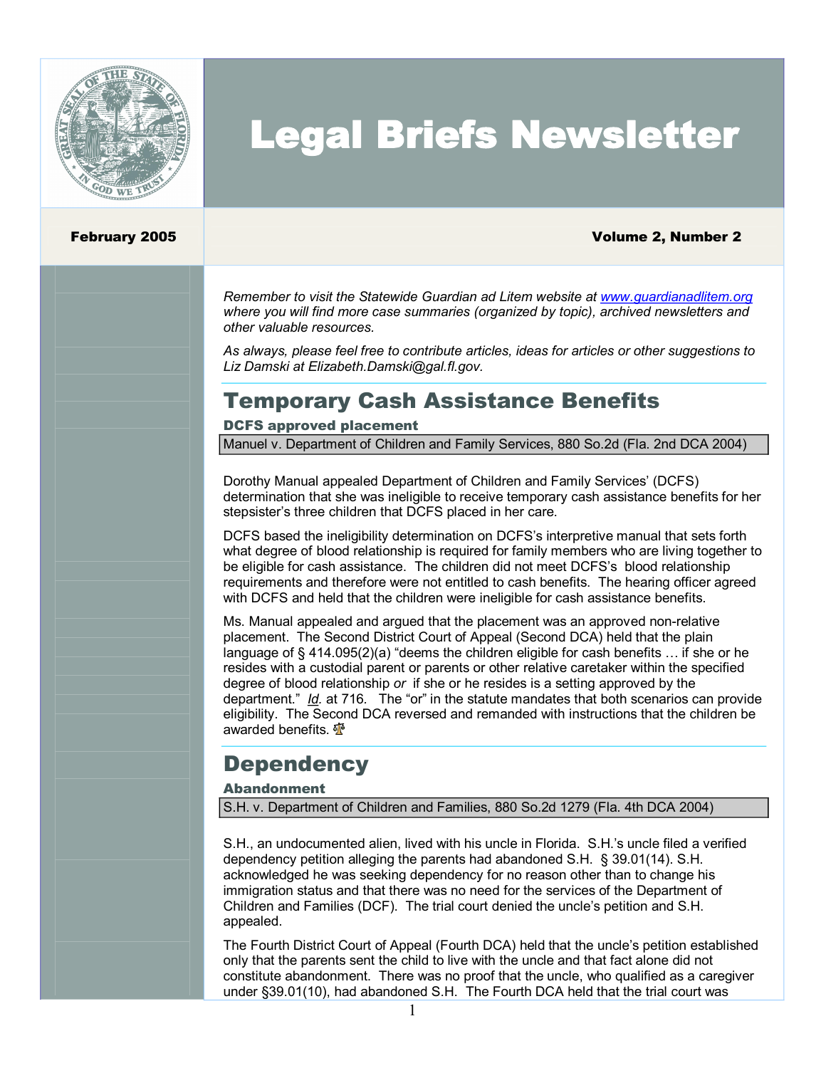# Legal Briefs Newsletter

**February 2005** **Volume 2, Number 2**

*Remember to visit the Statewide Guardian ad Litem website at [www.guardianadlitem.org](http://www.guardianadlitem.org) where you will find more case summaries (organized by topic), archived newsletters and other valuable resources.*

*As always, please feel free to contribute articles, ideas for articles or other suggestions to Liz Damski at Elizabeth.Damski@gal.fl.gov.*

## Temporary Cash Assistance Benefits

### DCFS approved placement

Manuel v. Department of Children and Family Services, 880 So.2d (Fla. 2nd DCA 2004)

Dorothy Manual appealed Department of Children and Family Services' (DCFS) determination that she was ineligible to receive temporary cash assistance benefits for her stepsister's three children that DCFS placed in her care.

DCFS based the ineligibility determination on DCFS's interpretive manual that sets forth what degree of blood relationship is required for family members who are living together to be eligible for cash assistance. The children did not meet DCFS's blood relationship requirements and therefore were not entitled to cash benefits. The hearing officer agreed with DCFS and held that the children were ineligible for cash assistance benefits.

Ms. Manual appealed and argued that the placement was an approved non-relative placement. The Second District Court of Appeal (Second DCA) held that the plain language of § 414.095(2)(a) "deems the children eligible for cash benefits … if she or he resides with a custodial parent or parents or other relative caretaker within the specified degree of blood relationship *or* if she or he resides is a setting approved by the department." *Id.* at 716. The "or" in the statute mandates that both scenarios can provide eligibility. The Second DCA reversed and remanded with instructions that the children be awarded benefits.

## Dependency

### Abandonment

S.H. v. Department of Children and Families, 880 So.2d 1279 (Fla. 4th DCA 2004)

S.H., an undocumented alien, lived with his uncle in Florida. S.H.'s uncle filed a verified dependency petition alleging the parents had abandoned S.H. § 39.01(14). S.H. acknowledged he was seeking dependency for no reason other than to change his immigration status and that there was no need for the services of the Department of Children and Families (DCF). The trial court denied the uncle's petition and S.H. appealed.

The Fourth District Court of Appeal (Fourth DCA) held that the uncle's petition established only that the parents sent the child to live with the uncle and that fact alone did not constitute abandonment. There was no proof that the uncle, who qualified as a caregiver under §39.01(10), had abandoned S.H. The Fourth DCA held that the trial court was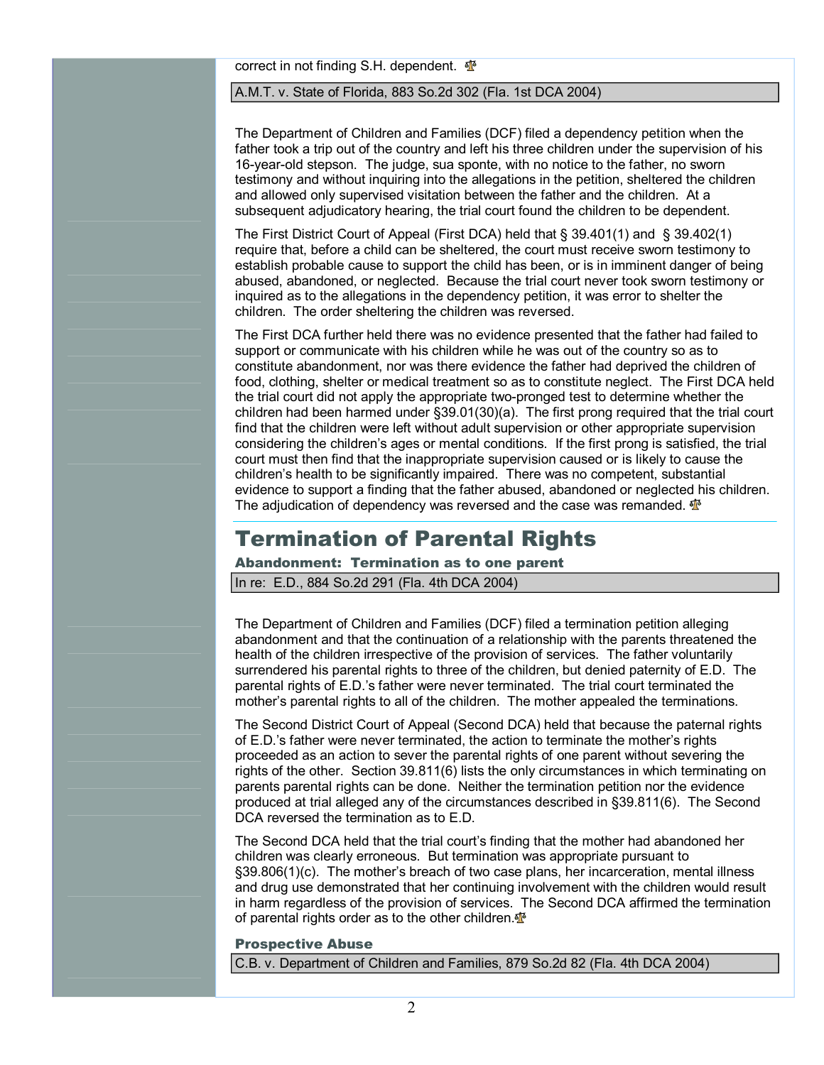correct in not finding S.H. dependent.

A.M.T. v. State of Florida, 883 So.2d 302 (Fla. 1st DCA 2004)

The Department of Children and Families (DCF) filed a dependency petition when the father took a trip out of the country and left his three children under the supervision of his 16-year-old stepson. The judge, sua sponte, with no notice to the father, no sworn testimony and without inquiring into the allegations in the petition, sheltered the children and allowed only supervised visitation between the father and the children. At a subsequent adjudicatory hearing, the trial court found the children to be dependent.

The First District Court of Appeal (First DCA) held that § 39.401(1) and § 39.402(1) require that, before a child can be sheltered, the court must receive sworn testimony to establish probable cause to support the child has been, or is in imminent danger of being abused, abandoned, or neglected. Because the trial court never took sworn testimony or inquired as to the allegations in the dependency petition, it was error to shelter the children. The order sheltering the children was reversed.

The First DCA further held there was no evidence presented that the father had failed to support or communicate with his children while he was out of the country so as to constitute abandonment, nor was there evidence the father had deprived the children of food, clothing, shelter or medical treatment so as to constitute neglect. The First DCA held the trial court did not apply the appropriate two-pronged test to determine whether the children had been harmed under §39.01(30)(a). The first prong required that the trial court find that the children were left without adult supervision or other appropriate supervision considering the children's ages or mental conditions. If the first prong is satisfied, the trial court must then find that the inappropriate supervision caused or is likely to cause the children's health to be significantly impaired. There was no competent, substantial evidence to support a finding that the father abused, abandoned or neglected his children. The adjudication of dependency was reversed and the case was remanded.

# Termination of Parental Rights

### Abandonment: Termination as to one parent

In re: E.D., 884 So.2d 291 (Fla. 4th DCA 2004)

The Department of Children and Families (DCF) filed a termination petition alleging abandonment and that the continuation of a relationship with the parents threatened the health of the children irrespective of the provision of services. The father voluntarily surrendered his parental rights to three of the children, but denied paternity of E.D. The parental rights of E.D.'s father were never terminated. The trial court terminated the mother's parental rights to all of the children. The mother appealed the terminations.

The Second District Court of Appeal (Second DCA) held that because the paternal rights of E.D.'s father were never terminated, the action to terminate the mother's rights proceeded as an action to sever the parental rights of one parent without severing the rights of the other. Section 39.811(6) lists the only circumstances in which terminating on parents parental rights can be done. Neither the termination petition nor the evidence produced at trial alleged any of the circumstances described in §39.811(6). The Second DCA reversed the termination as to E.D.

The Second DCA held that the trial court's finding that the mother had abandoned her children was clearly erroneous. But termination was appropriate pursuant to §39.806(1)(c). The mother's breach of two case plans, her incarceration, mental illness and drug use demonstrated that her continuing involvement with the children would result in harm regardless of the provision of services. The Second DCA affirmed the termination of parental rights order as to the other children.

### Prospective Abuse

C.B. v. Department of Children and Families, 879 So.2d 82 (Fla. 4th DCA 2004)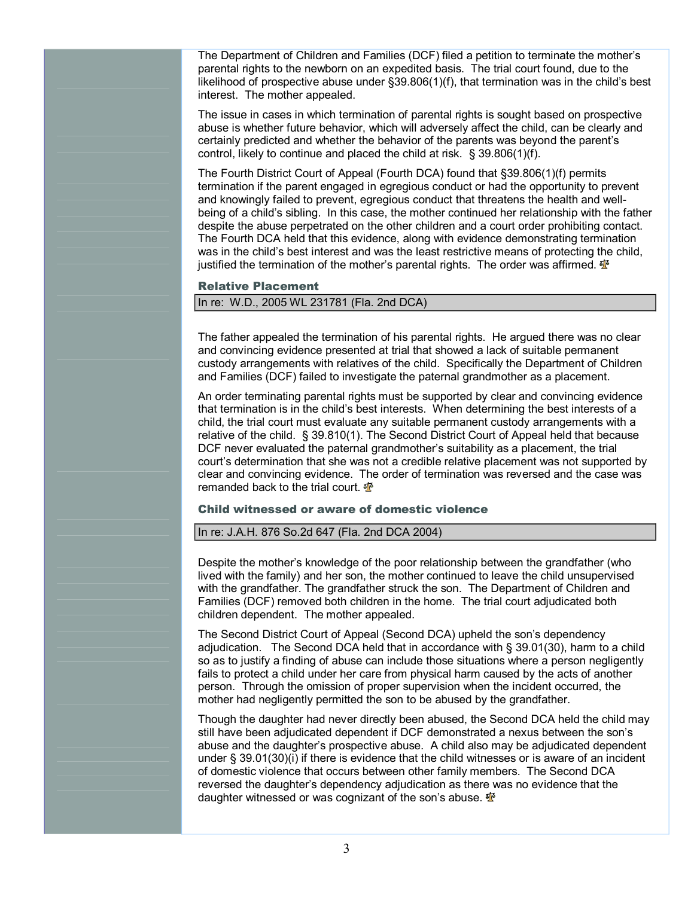The Department of Children and Families (DCF) filed a petition to terminate the mother's parental rights to the newborn on an expedited basis. The trial court found, due to the likelihood of prospective abuse under §39.806(1)(f), that termination was in the child's best interest. The mother appealed.

The issue in cases in which termination of parental rights is sought based on prospective abuse is whether future behavior, which will adversely affect the child, can be clearly and certainly predicted and whether the behavior of the parents was beyond the parent's control, likely to continue and placed the child at risk. § 39.806(1)(f).

The Fourth District Court of Appeal (Fourth DCA) found that §39.806(1)(f) permits termination if the parent engaged in egregious conduct or had the opportunity to prevent and knowingly failed to prevent, egregious conduct that threatens the health and well-being of a child's sibling. In this case, the mother continued her relationship with the father despite the abuse perpetrated on the other children and a court order prohibiting contact. The Fourth DCA held that this evidence, along with evidence demonstrating termination was in the child's best interest and was the least restrictive means of protecting the child, justified the termination of the mother's parental rights. The order was affirmed.

### Relative Placement

In re: W.D., 2005 WL 231781 (Fla. 2nd DCA)

The father appealed the termination of his parental rights. He argued there was no clear and convincing evidence presented at trial that showed a lack of suitable permanent custody arrangements with relatives of the child. Specifically the Department of Children and Families (DCF) failed to investigate the paternal grandmother as a placement.

An order terminating parental rights must be supported by clear and convincing evidence that termination is in the child's best interests. When determining the best interests of a child, the trial court must evaluate any suitable permanent custody arrangements with a relative of the child. § 39.810(1). The Second District Court of Appeal held that because DCF never evaluated the paternal grandmother's suitability as a placement, the trial court's determination that she was not a credible relative placement was not supported by clear and convincing evidence. The order of termination was reversed and the case was remanded back to the trial court.

### Child witnessed or aware of domestic violence

In re: J.A.H. 876 So.2d 647 (Fla. 2nd DCA 2004)

Despite the mother's knowledge of the poor relationship between the grandfather (who lived with the family) and her son, the mother continued to leave the child unsupervised with the grandfather. The grandfather struck the son. The Department of Children and Families (DCF) removed both children in the home. The trial court adjudicated both children dependent. The mother appealed.

The Second District Court of Appeal (Second DCA) upheld the son's dependency adjudication. The Second DCA held that in accordance with § 39.01(30), harm to a child so as to justify a finding of abuse can include those situations where a person negligently fails to protect a child under her care from physical harm caused by the acts of another person. Through the omission of proper supervision when the incident occurred, the mother had negligently permitted the son to be abused by the grandfather.

Though the daughter had never directly been abused, the Second DCA held the child may still have been adjudicated dependent if DCF demonstrated a nexus between the son's abuse and the daughter's prospective abuse. A child also may be adjudicated dependent under § 39.01(30)(i) if there is evidence that the child witnesses or is aware of an incident of domestic violence that occurs between other family members. The Second DCA reversed the daughter's dependency adjudication as there was no evidence that the daughter witnessed or was cognizant of the son's abuse.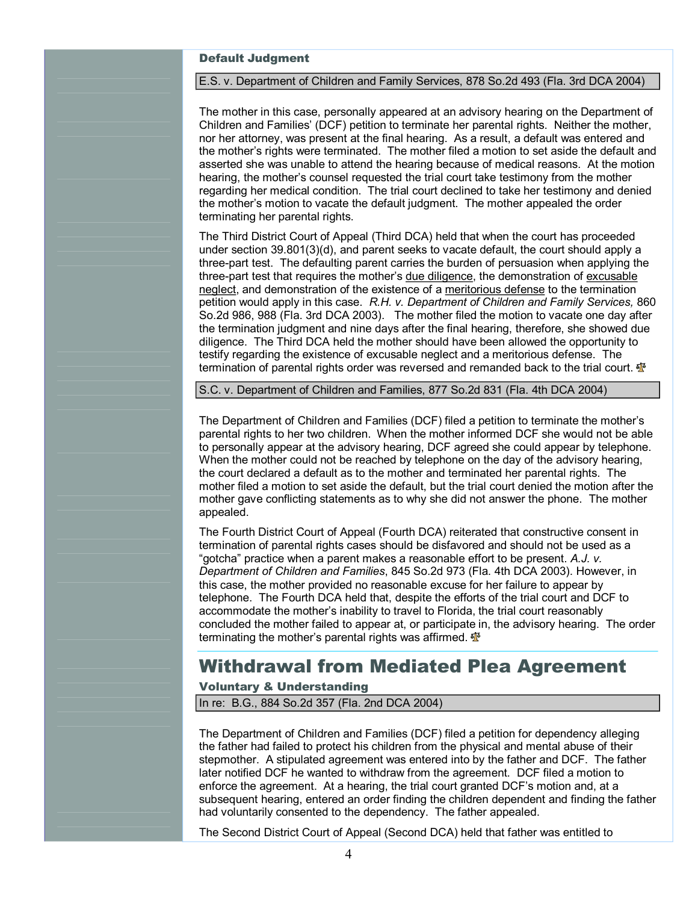### Default Judgment

E.S. v. Department of Children and Family Services, 878 So.2d 493 (Fla. 3rd DCA 2004)

The mother in this case, personally appeared at an advisory hearing on the Department of Children and Families' (DCF) petition to terminate her parental rights. Neither the mother, nor her attorney, was present at the final hearing. As a result, a default was entered and the mother's rights were terminated. The mother filed a motion to set aside the default and asserted she was unable to attend the hearing because of medical reasons. At the motion hearing, the mother's counsel requested the trial court take testimony from the mother regarding her medical condition. The trial court declined to take her testimony and denied the mother's motion to vacate the default judgment. The mother appealed the order terminating her parental rights.

The Third District Court of Appeal (Third DCA) held that when the court has proceeded under section 39.801(3)(d), and parent seeks to vacate default, the court should apply a three-part test. The defaulting parent carries the burden of persuasion when applying the three-part test that requires the mother's due diligence, the demonstration of excusable neglect, and demonstration of the existence of a meritorious defense to the termination petition would apply in this case. *R.H. v. Department of Children and Family Services,* 860 So.2d 986, 988 (Fla. 3rd DCA 2003). The mother filed the motion to vacate one day after the termination judgment and nine days after the final hearing, therefore, she showed due diligence. The Third DCA held the mother should have been allowed the opportunity to testify regarding the existence of excusable neglect and a meritorious defense. The termination of parental rights order was reversed and remanded back to the trial court.

S.C. v. Department of Children and Families, 877 So.2d 831 (Fla. 4th DCA 2004)

The Department of Children and Families (DCF) filed a petition to terminate the mother's parental rights to her two children. When the mother informed DCF she would not be able to personally appear at the advisory hearing, DCF agreed she could appear by telephone. When the mother could not be reached by telephone on the day of the advisory hearing, the court declared a default as to the mother and terminated her parental rights. The mother filed a motion to set aside the default, but the trial court denied the motion after the mother gave conflicting statements as to why she did not answer the phone. The mother appealed.

The Fourth District Court of Appeal (Fourth DCA) reiterated that constructive consent in termination of parental rights cases should be disfavored and should not be used as a "gotcha" practice when a parent makes a reasonable effort to be present. *A.J. v. Department of Children and Families*, 845 So.2d 973 (Fla. 4th DCA 2003). However, in this case, the mother provided no reasonable excuse for her failure to appear by telephone. The Fourth DCA held that, despite the efforts of the trial court and DCF to accommodate the mother's inability to travel to Florida, the trial court reasonably concluded the mother failed to appear at, or participate in, the advisory hearing. The order terminating the mother's parental rights was affirmed.

## Withdrawal from Mediated Plea Agreement

### Voluntary & Understanding

In re: B.G., 884 So.2d 357 (Fla. 2nd DCA 2004)

The Department of Children and Families (DCF) filed a petition for dependency alleging the father had failed to protect his children from the physical and mental abuse of their stepmother. A stipulated agreement was entered into by the father and DCF. The father later notified DCF he wanted to withdraw from the agreement. DCF filed a motion to enforce the agreement. At a hearing, the trial court granted DCF's motion and, at a subsequent hearing, entered an order finding the children dependent and finding the father had voluntarily consented to the dependency. The father appealed.

The Second District Court of Appeal (Second DCA) held that father was entitled to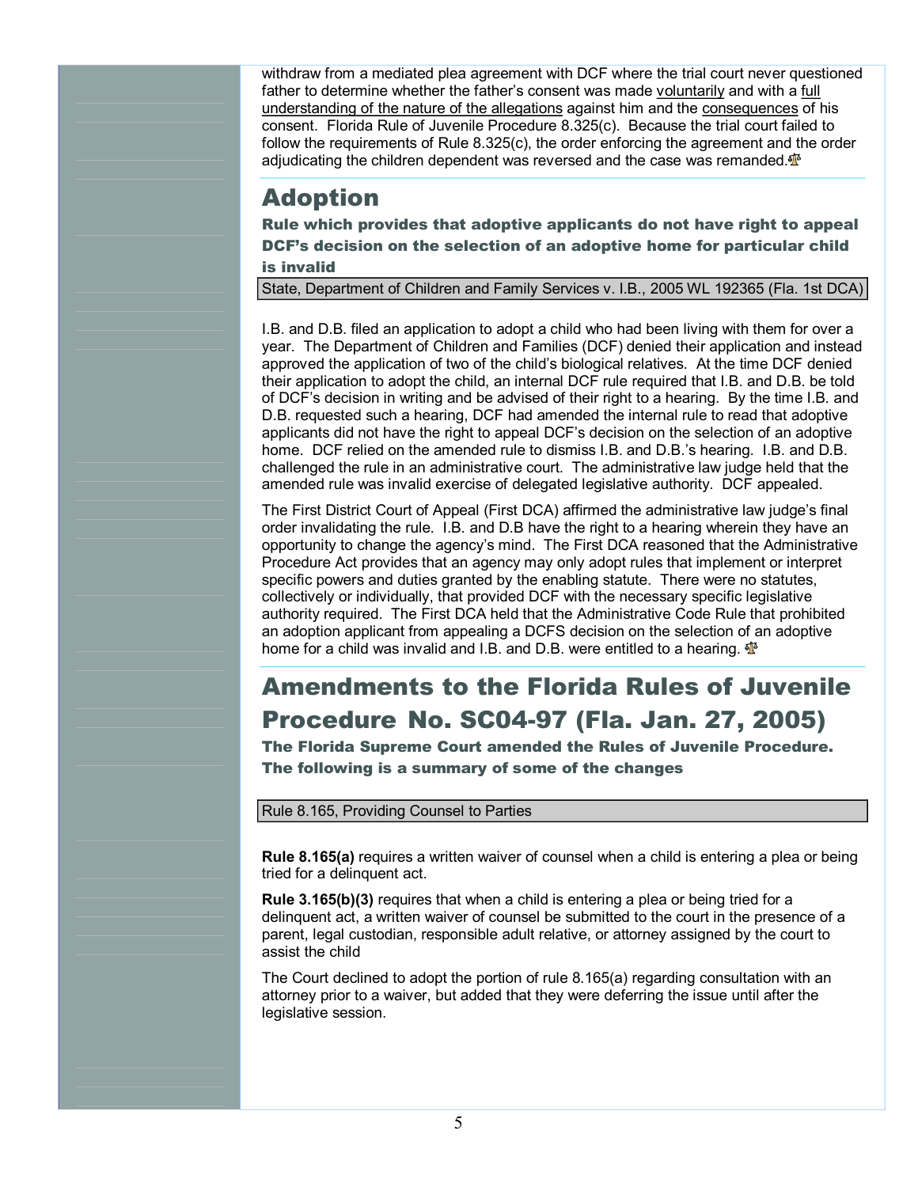withdraw from a mediated plea agreement with DCF where the trial court never questioned father to determine whether the father's consent was made voluntarily and with a full understanding of the nature of the allegations against him and the consequences of his consent. Florida Rule of Juvenile Procedure 8.325(c). Because the trial court failed to follow the requirements of Rule 8.325(c), the order enforcing the agreement and the order adjudicating the children dependent was reversed and the case was remanded.

# Adoption

### Rule which provides that adoptive applicants do not have right to appeal DCF's decision on the selection of an adoptive home for particular child is invalid

State, Department of Children and Family Services v. I.B., 2005 WL 192365 (Fla. 1st DCA)

I.B. and D.B. filed an application to adopt a child who had been living with them for over a year. The Department of Children and Families (DCF) denied their application and instead approved the application of two of the child's biological relatives. At the time DCF denied their application to adopt the child, an internal DCF rule required that I.B. and D.B. be told of DCF's decision in writing and be advised of their right to a hearing. By the time I.B. and D.B. requested such a hearing, DCF had amended the internal rule to read that adoptive applicants did not have the right to appeal DCF's decision on the selection of an adoptive home. DCF relied on the amended rule to dismiss I.B. and D.B.'s hearing. I.B. and D.B. challenged the rule in an administrative court. The administrative law judge held that the amended rule was invalid exercise of delegated legislative authority. DCF appealed.

The First District Court of Appeal (First DCA) affirmed the administrative law judge's final order invalidating the rule. I.B. and D.B have the right to a hearing wherein they have an opportunity to change the agency's mind. The First DCA reasoned that the Administrative Procedure Act provides that an agency may only adopt rules that implement or interpret specific powers and duties granted by the enabling statute. There were no statutes, collectively or individually, that provided DCF with the necessary specific legislative authority required. The First DCA held that the Administrative Code Rule that prohibited an adoption applicant from appealing a DCFS decision on the selection of an adoptive home for a child was invalid and I.B. and D.B. were entitled to a hearing.

# Amendments to the Florida Rules of Juvenile Procedure No. SC04-97 (Fla. Jan. 27, 2005)

### The Florida Supreme Court amended the Rules of Juvenile Procedure. The following is a summary of some of the changes

Rule 8.165, Providing Counsel to Parties

**Rule 8.165(a)** requires a written waiver of counsel when a child is entering a plea or being tried for a delinquent act.

**Rule 3.165(b)(3)** requires that when a child is entering a plea or being tried for a delinquent act, a written waiver of counsel be submitted to the court in the presence of a parent, legal custodian, responsible adult relative, or attorney assigned by the court to assist the child

The Court declined to adopt the portion of rule 8.165(a) regarding consultation with an attorney prior to a waiver, but added that they were deferring the issue until after the legislative session.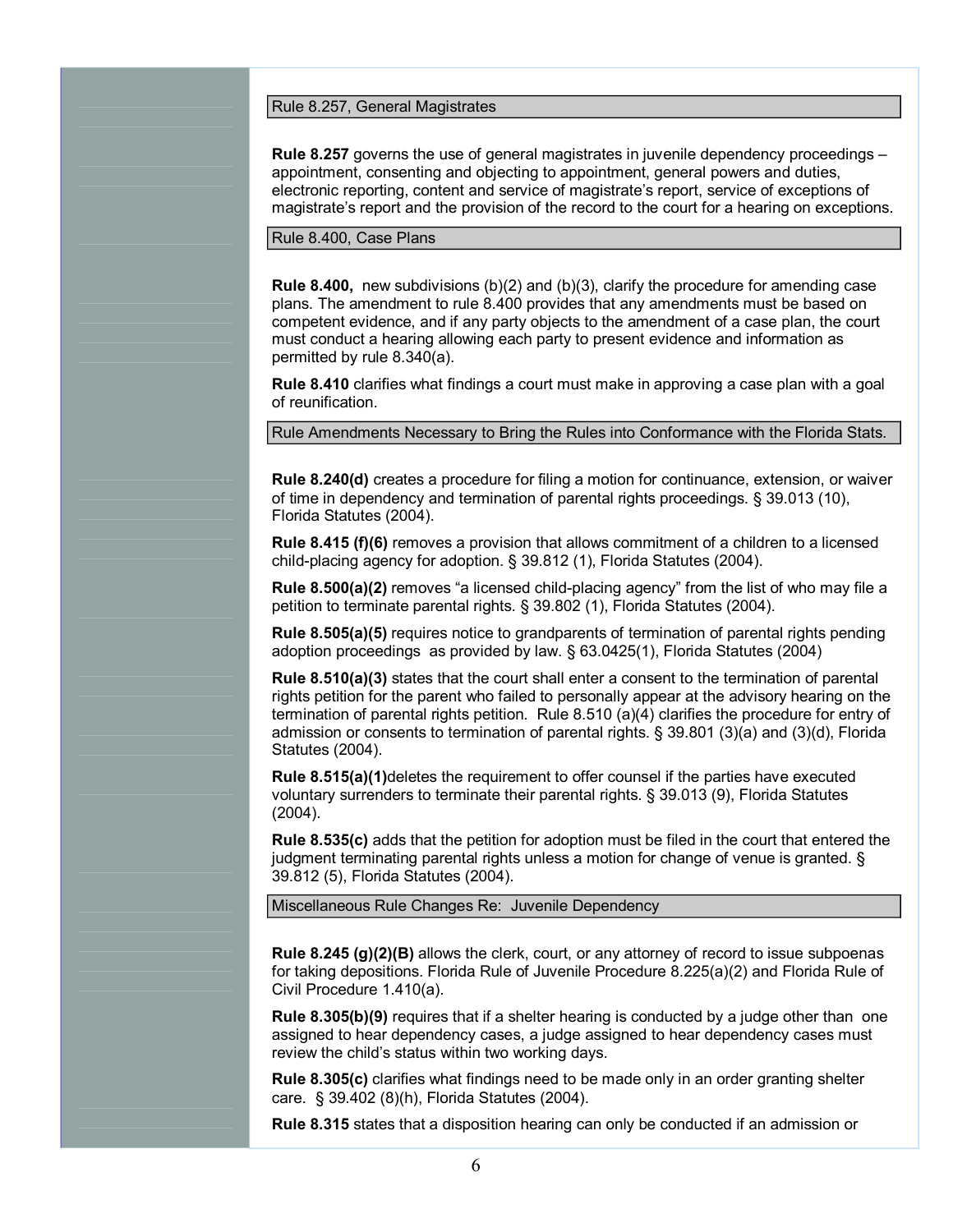## Rule 8.257, General Magistrates

**Rule 8.257** governs the use of general magistrates in juvenile dependency proceedings – appointment, consenting and objecting to appointment, general powers and duties, electronic reporting, content and service of magistrate's report, service of exceptions of magistrate's report and the provision of the record to the court for a hearing on exceptions.

## Rule 8.400, Case Plans

**Rule 8.400,** new subdivisions (b)(2) and (b)(3), clarify the procedure for amending case plans. The amendment to rule 8.400 provides that any amendments must be based on competent evidence, and if any party objects to the amendment of a case plan, the court must conduct a hearing allowing each party to present evidence and information as permitted by rule 8.340(a).

**Rule 8.410** clarifies what findings a court must make in approving a case plan with a goal of reunification.

## Rule Amendments Necessary to Bring the Rules into Conformance with the Florida Stats.

**Rule 8.240(d)** creates a procedure for filing a motion for continuance, extension, or waiver of time in dependency and termination of parental rights proceedings. § 39.013 (10), Florida Statutes (2004).

**Rule 8.415 (f)(6)** removes a provision that allows commitment of a children to a licensed child-placing agency for adoption. § 39.812 (1), Florida Statutes (2004).

**Rule 8.500(a)(2)** removes "a licensed child-placing agency" from the list of who may file a petition to terminate parental rights. § 39.802 (1), Florida Statutes (2004).

**Rule 8.505(a)(5)** requires notice to grandparents of termination of parental rights pending adoption proceedings as provided by law. § 63.0425(1), Florida Statutes (2004)

**Rule 8.510(a)(3)** states that the court shall enter a consent to the termination of parental rights petition for the parent who failed to personally appear at the advisory hearing on the termination of parental rights petition. Rule 8.510 (a)(4) clarifies the procedure for entry of admission or consents to termination of parental rights. § 39.801 (3)(a) and (3)(d), Florida Statutes (2004).

**Rule 8.515(a)(1)**deletes the requirement to offer counsel if the parties have executed voluntary surrenders to terminate their parental rights. § 39.013 (9), Florida Statutes (2004).

**Rule 8.535(c)** adds that the petition for adoption must be filed in the court that entered the judgment terminating parental rights unless a motion for change of venue is granted. § 39.812 (5), Florida Statutes (2004).

## Miscellaneous Rule Changes Re: Juvenile Dependency

**Rule 8.245 (g)(2)(B)** allows the clerk, court, or any attorney of record to issue subpoenas for taking depositions. Florida Rule of Juvenile Procedure 8.225(a)(2) and Florida Rule of Civil Procedure 1.410(a).

**Rule 8.305(b)(9)** requires that if a shelter hearing is conducted by a judge other than one assigned to hear dependency cases, a judge assigned to hear dependency cases must review the child's status within two working days.

**Rule 8.305(c)** clarifies what findings need to be made only in an order granting shelter care. § 39.402 (8)(h), Florida Statutes (2004).

**Rule 8.315** states that a disposition hearing can only be conducted if an admission or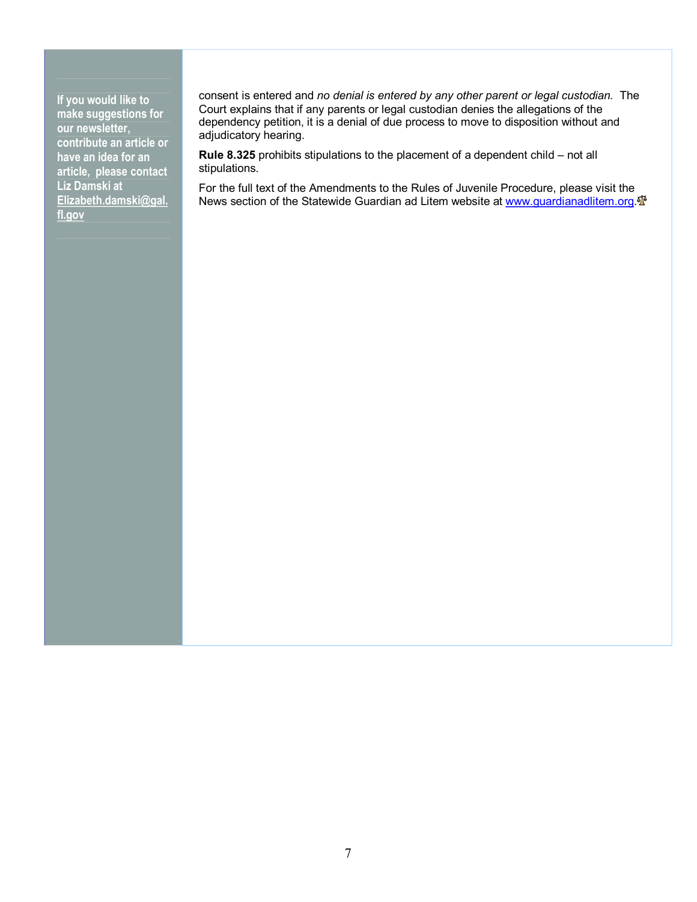If you would like to make suggestions for our newsletter, contribute an article or have an idea for an article, please contact Liz Damski at Elizabeth.damski@gal.fl.gov

consent is entered and *no denial is entered by any other parent or legal custodian.* The Court explains that if any parents or legal custodian denies the allegations of the dependency petition, it is a denial of due process to move to disposition without and adjudicatory hearing.

**Rule 8.325** prohibits stipulations to the placement of a dependent child – not all stipulations.

For the full text of the Amendments to the Rules of Juvenile Procedure, please visit the News section of the Statewide Guardian ad Litem website at www.guardianadlitem.org.